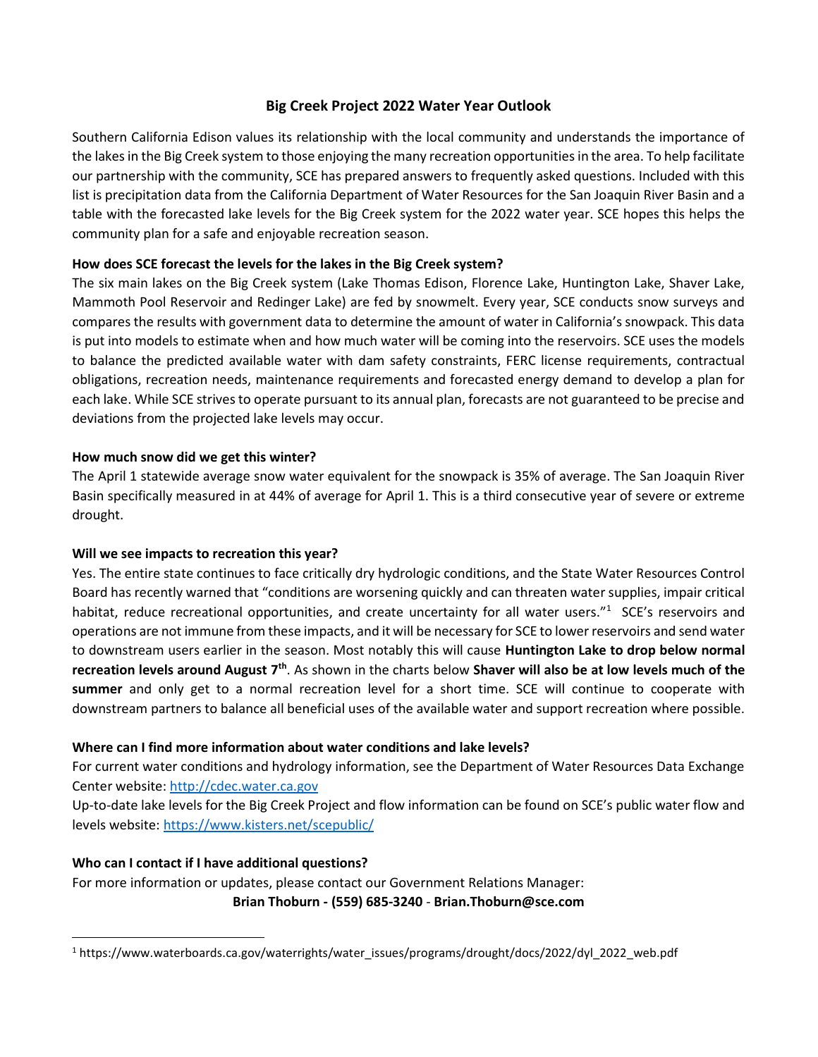# Big Creek Project 2022 Water Year Outlook

Southern California Edison values its relationship with the local community and understands the importance of the lakes in the Big Creek system to those enjoying the many recreation opportunities in the area. To help facilitate our partnership with the community, SCE has prepared answers to frequently asked questions. Included with this list is precipitation data from the California Department of Water Resources for the San Joaquin River Basin and a table with the forecasted lake levels for the Big Creek system for the 2022 water year. SCE hopes this helps the community plan for a safe and enjoyable recreation season.

**How does SCE forecast the levels for the lakes in the Big Creek system?**

The six main lakes on the Big Creek system (Lake Thomas Edison, Florence Lake, Huntington Lake, Shaver Lake, Mammoth Pool Reservoir and Redinger Lake) are fed by snowmelt. Every year, SCE conducts snow surveys and compares the results with government data to determine the amount of water in California's snowpack. This data is put into models to estimate when and how much water will be coming into the reservoirs. SCE uses the models to balance the predicted available water with dam safety constraints, FERC license requirements, contractual obligations, recreation needs, maintenance requirements and forecasted energy demand to develop a plan for each lake. While SCE strives to operate pursuant to its annual plan, forecasts are not guaranteed to be precise and deviations from the projected lake levels may occur.

**How much snow did we get this winter?**

The April 1 statewide average snow water equivalent for the snowpack is 35% of average. The San Joaquin River Basin specifically measured in at 44% of average for April 1. This is a third consecutive year of severe or extreme drought.

**Will we see impacts to recreation this year?**

Yes. The entire state continues to face critically dry hydrologic conditions, and the State Water Resources Control Board has recently warned that "conditions are worsening quickly and can threaten water supplies, impair critical habitat, reduce recreational opportunities, and create uncertainty for all water users."[1] SCE's reservoirs and operations are not immune from these impacts, and it will be necessary for SCE to lower reservoirs and send water to downstream users earlier in the season. Most notably this will cause **Huntington Lake to drop below normal recreation levels around August 7th**. As shown in the charts below **Shaver will also be at low levels much of the summer** and only get to a normal recreation level for a short time. SCE will continue to cooperate with downstream partners to balance all beneficial uses of the available water and support recreation where possible.

**Where can I find more information about water conditions and lake levels?**

For current water conditions and hydrology information, see the Department of Water Resources Data Exchange Center website: http://cdec.water.ca.gov

Up-to-date lake levels for the Big Creek Project and flow information can be found on SCE's public water flow and levels website: https://www.kisters.net/scepublic/

**Who can I contact if I have additional questions?**

For more information or updates, please contact our Government Relations Manager:

**Brian Thoburn - (559) 685-3240 - Brian.Thoburn@sce.com**

[1] https://www.waterboards.ca.gov/waterrights/water_issues/programs/drought/docs/2022/dyl_2022_web.pdf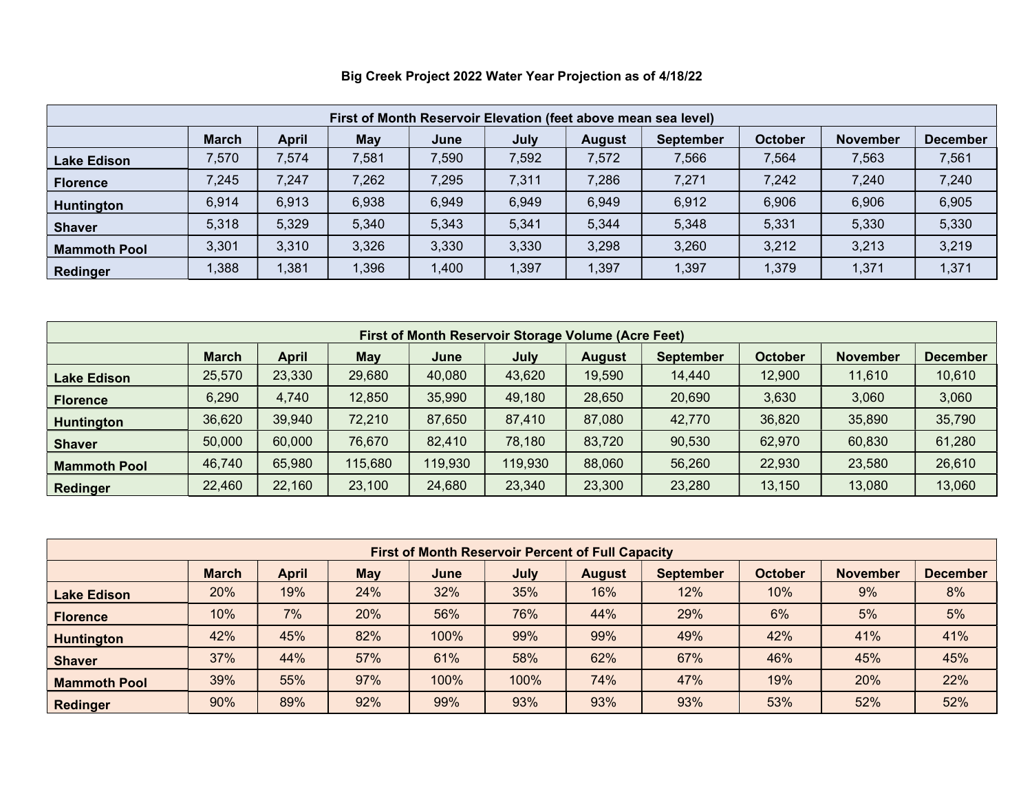# Big Creek Project 2022 Water Year Projection as of 4/18/22

| First of Month Reservoir Elevation (feet above mean sea level) | | | | | | | | | | |
|---|---|---|---|---|---|---|---|---|---|---|
| | March | April | May | June | July | August | September | October | November | December |
| Lake Edison | 7,570 | 7,574 | 7,581 | 7,590 | 7,592 | 7,572 | 7,566 | 7,564 | 7,563 | 7,561 |
| Florence | 7,245 | 7,247 | 7,262 | 7,295 | 7,311 | 7,286 | 7,271 | 7,242 | 7,240 | 7,240 |
| Huntington | 6,914 | 6,913 | 6,938 | 6,949 | 6,949 | 6,949 | 6,912 | 6,906 | 6,906 | 6,905 |
| Shaver | 5,318 | 5,329 | 5,340 | 5,343 | 5,341 | 5,344 | 5,348 | 5,331 | 5,330 | 5,330 |
| Mammoth Pool | 3,301 | 3,310 | 3,326 | 3,330 | 3,330 | 3,298 | 3,260 | 3,212 | 3,213 | 3,219 |
| Redinger | 1,388 | 1,381 | 1,396 | 1,400 | 1,397 | 1,397 | 1,397 | 1,379 | 1,371 | 1,371 |

| First of Month Reservoir Storage Volume (Acre Feet) | | | | | | | | | | |
|---|---|---|---|---|---|---|---|---|---|---|
| | March | April | May | June | July | August | September | October | November | December |
| Lake Edison | 25,570 | 23,330 | 29,680 | 40,080 | 43,620 | 19,590 | 14,440 | 12,900 | 11,610 | 10,610 |
| Florence | 6,290 | 4,740 | 12,850 | 35,990 | 49,180 | 28,650 | 20,690 | 3,630 | 3,060 | 3,060 |
| Huntington | 36,620 | 39,940 | 72,210 | 87,650 | 87,410 | 87,080 | 42,770 | 36,820 | 35,890 | 35,790 |
| Shaver | 50,000 | 60,000 | 76,670 | 82,410 | 78,180 | 83,720 | 90,530 | 62,970 | 60,830 | 61,280 |
| Mammoth Pool | 46,740 | 65,980 | 115,680 | 119,930 | 119,930 | 88,060 | 56,260 | 22,930 | 23,580 | 26,610 |
| Redinger | 22,460 | 22,160 | 23,100 | 24,680 | 23,340 | 23,300 | 23,280 | 13,150 | 13,080 | 13,060 |

| First of Month Reservoir Percent of Full Capacity | | | | | | | | | | |
|---|---|---|---|---|---|---|---|---|---|---|
| | March | April | May | June | July | August | September | October | November | December |
| Lake Edison | 20% | 19% | 24% | 32% | 35% | 16% | 12% | 10% | 9% | 8% |
| Florence | 10% | 7% | 20% | 56% | 76% | 44% | 29% | 6% | 5% | 5% |
| Huntington | 42% | 45% | 82% | 100% | 99% | 99% | 49% | 42% | 41% | 41% |
| Shaver | 37% | 44% | 57% | 61% | 58% | 62% | 67% | 46% | 45% | 45% |
| Mammoth Pool | 39% | 55% | 97% | 100% | 100% | 74% | 47% | 19% | 20% | 22% |
| Redinger | 90% | 89% | 92% | 99% | 93% | 93% | 93% | 53% | 52% | 52% |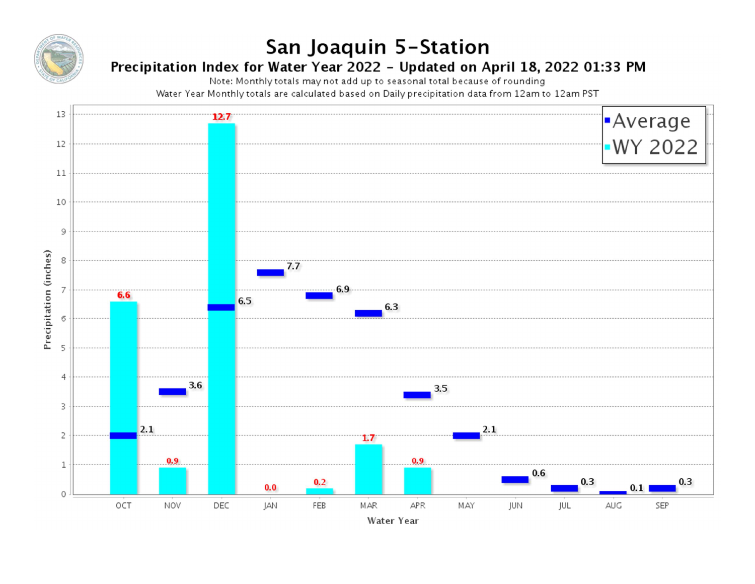# San Joaquin 5-Station

## Precipitation Index for Water Year 2022 - Updated on April 18, 2022 01:33 PM

Note: Monthly totals may not add up to seasonal total because of rounding

Water Year Monthly totals are calculated based on Daily precipitation data from 12am to 12am PST

| Month | Average (inches) | WY 2022 (inches) |
|---|---|---|
| OCT | 2.1 | 6.6 |
| NOV | 3.6 | 0.9 |
| DEC | 6.5 | 12.7 |
| JAN | 7.7 | 0.0 |
| FEB | 6.9 | 0.2 |
| MAR | 6.3 | 1.7 |
| APR | 3.5 | 0.9 |
| MAY | 2.1 | |
| JUN | 0.6 | |
| JUL | 0.3 | |
| AUG | 0.1 | |
| SEP | 0.3 | |

Precipitation (inches) — Water Year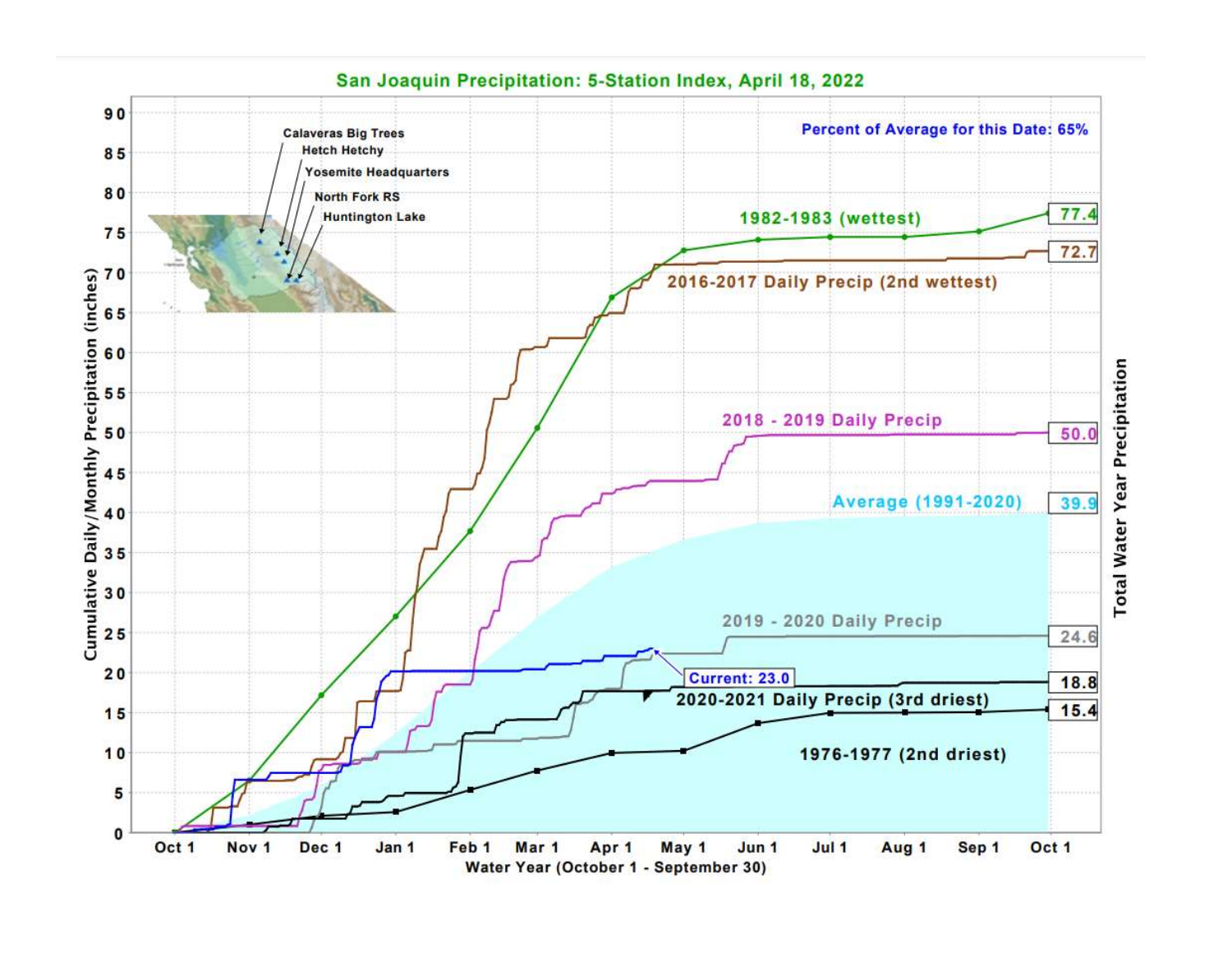San Joaquin Precipitation: 5-Station Index, April 18, 2022

Percent of Average for this Date: 65%

Calaveras Big Trees
Hetch Hetchy
Yosemite Headquarters
North Fork RS
Huntington Lake

1982-1983 (wettest)
2016-2017 Daily Precip (2nd wettest)
2018 - 2019 Daily Precip
Average (1991-2020)
2019 - 2020 Daily Precip
Current: 23.0
2020-2021 Daily Precip (3rd driest)
1976-1977 (2nd driest)

77.4
72.7
50.0
39.9
24.6
18.8
15.4

Cumulative Daily/Monthly Precipitation (inches)

90
85
80
75
70
65
60
55
50
45
40
35
30
25
20
15
10
5
0

Total Water Year Precipitation

Oct 1 Nov 1 Dec 1 Jan 1 Feb 1 Mar 1 Apr 1 May 1 Jun 1 Jul 1 Aug 1 Sep 1 Oct 1

Water Year (October 1 - September 30)